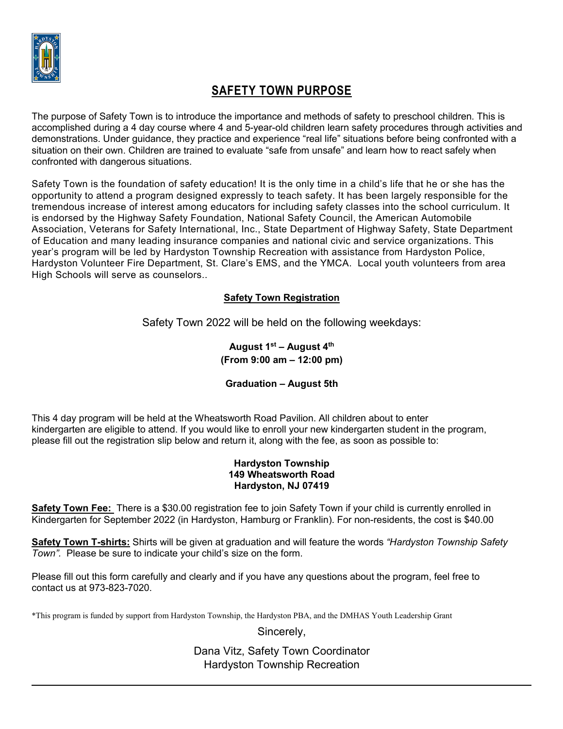# SAFETY TOWN PURPOSE

The purpose of Safety Town is to introduce the importance and methods of safety to preschool children. This is accomplished during a 4 day course where 4 and 5-year-old children learn safety procedures through activities and demonstrations. Under guidance, they practice and experience "real life" situations before being confronted with a situation on their own. Children are trained to evaluate "safe from unsafe" and learn how to react safely when confronted with dangerous situations.

Safety Town is the foundation of safety education! It is the only time in a child's life that he or she has the opportunity to attend a program designed expressly to teach safety. It has been largely responsible for the tremendous increase of interest among educators for including safety classes into the school curriculum. It is endorsed by the Highway Safety Foundation, National Safety Council, the American Automobile Association, Veterans for Safety International, Inc., State Department of Highway Safety, State Department of Education and many leading insurance companies and national civic and service organizations. This year's program will be led by Hardyston Township Recreation with assistance from Hardyston Police, Hardyston Volunteer Fire Department, St. Clare's EMS, and the YMCA. Local youth volunteers from area High Schools will serve as counselors..

## Safety Town Registration

Safety Town 2022 will be held on the following weekdays:

**August 1st – August 4th**
**(From 9:00 am – 12:00 pm)**

**Graduation – August 5th**

This 4 day program will be held at the Wheatsworth Road Pavilion. All children about to enter kindergarten are eligible to attend. If you would like to enroll your new kindergarten student in the program, please fill out the registration slip below and return it, along with the fee, as soon as possible to:

**Hardyston Township**
**149 Wheatsworth Road**
**Hardyston, NJ 07419**

**Safety Town Fee:** There is a $30.00 registration fee to join Safety Town if your child is currently enrolled in Kindergarten for September 2022 (in Hardyston, Hamburg or Franklin). For non-residents, the cost is $40.00

**Safety Town T-shirts:** Shirts will be given at graduation and will feature the words *"Hardyston Township Safety Town".* Please be sure to indicate your child's size on the form.

Please fill out this form carefully and clearly and if you have any questions about the program, feel free to contact us at 973-823-7020.

*This program is funded by support from Hardyston Township, the Hardyston PBA, and the DMHAS Youth Leadership Grant

Sincerely,

Dana Vitz, Safety Town Coordinator
Hardyston Township Recreation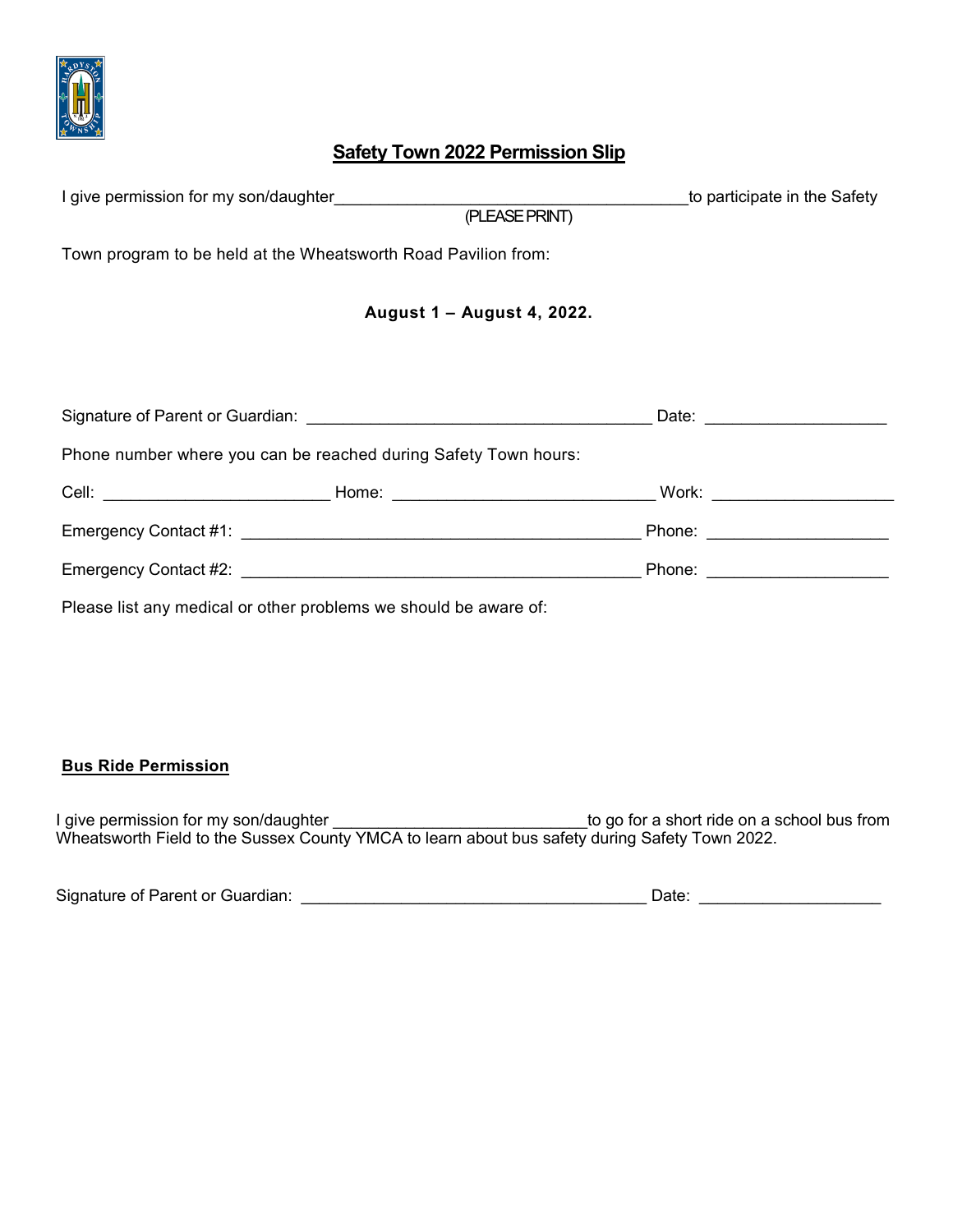## Safety Town 2022 Permission Slip

I give permission for my son/daughter______________________________________to participate in the Safety
(PLEASE PRINT)

Town program to be held at the Wheatsworth Road Pavilion from:

**August 1 – August 4, 2022.**

Signature of Parent or Guardian: _____________________________________ Date: ___________________

Phone number where you can be reached during Safety Town hours:

Cell: ________________________ Home: ____________________________ Work: ___________________

Emergency Contact #1: ___________________________________________ Phone: ___________________

Emergency Contact #2: ___________________________________________ Phone: ___________________

Please list any medical or other problems we should be aware of:

### Bus Ride Permission

I give permission for my son/daughter ___________________________to go for a short ride on a school bus from Wheatsworth Field to the Sussex County YMCA to learn about bus safety during Safety Town 2022.

Signature of Parent or Guardian: _____________________________________ Date: ___________________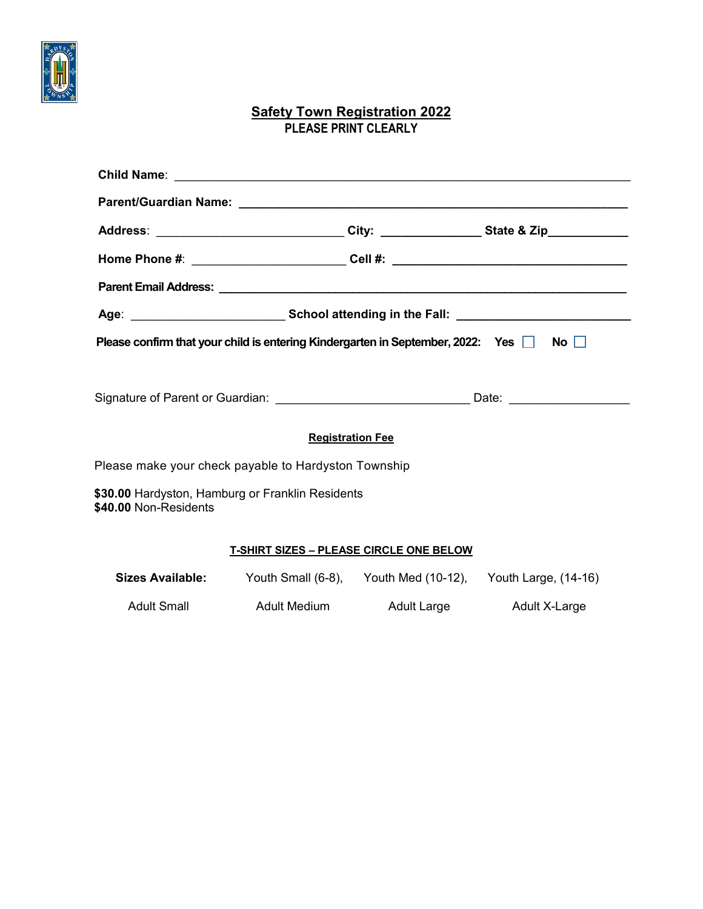# Safety Town Registration 2022

**PLEASE PRINT CLEARLY**

**Child Name**: ________________________________________________________________

**Parent/Guardian Name:** ________________________________________________________

**Address**: ____________________________ **City:** _______________ **State & Zip**____________

**Home Phone #**: _______________________ **Cell #:** ___________________________________

**Parent Email Address:** ________________________________________________________

**Age**: _______________________ **School attending in the Fall:** _________________________

**Please confirm that your child is entering Kindergarten in September, 2022: Yes ☐ No ☐**

Signature of Parent or Guardian: _____________________________ Date: __________________

**Registration Fee**

Please make your check payable to Hardyston Township

**$30.00** Hardyston, Hamburg or Franklin Residents
**$40.00** Non-Residents

**T-SHIRT SIZES – PLEASE CIRCLE ONE BELOW**

| | | | |
|---|---|---|---|
| **Sizes Available:** | Youth Small (6-8), | Youth Med (10-12), | Youth Large, (14-16) |
| Adult Small | Adult Medium | Adult Large | Adult X-Large |